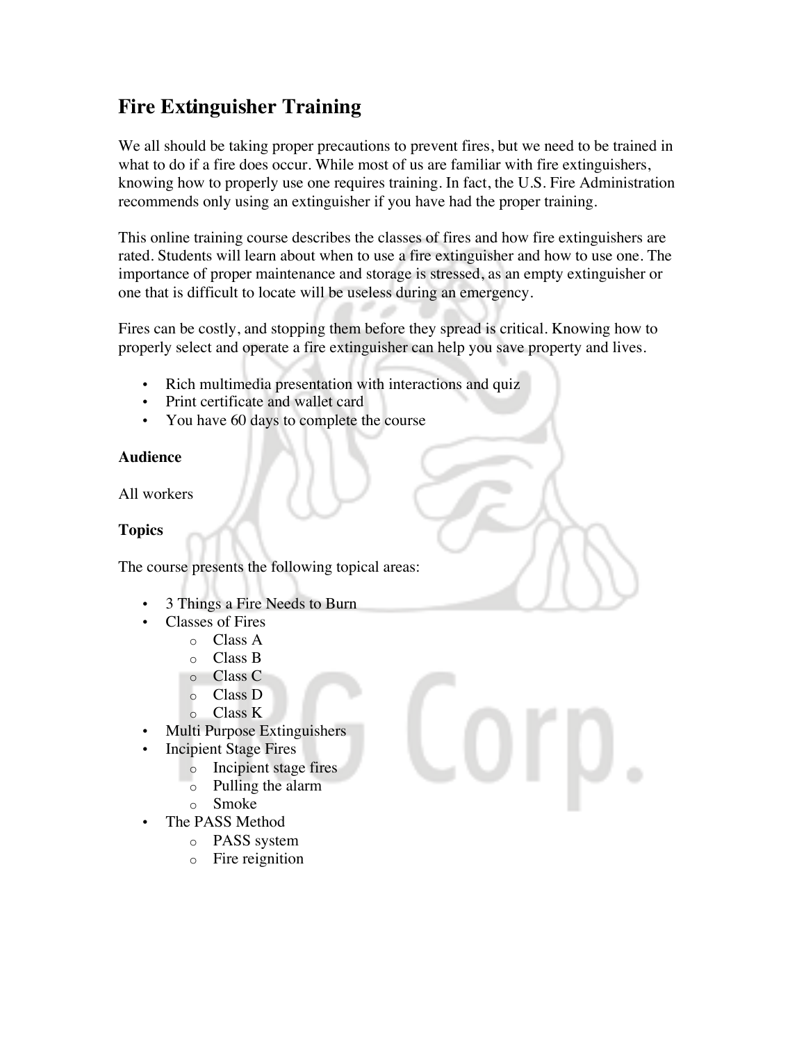# Fire Extinguisher Training

We all should be taking proper precautions to prevent fires, but we need to be trained in what to do if a fire does occur. While most of us are familiar with fire extinguishers, knowing how to properly use one requires training. In fact, the U.S. Fire Administration recommends only using an extinguisher if you have had the proper training.

This online training course describes the classes of fires and how fire extinguishers are rated. Students will learn about when to use a fire extinguisher and how to use one. The importance of proper maintenance and storage is stressed, as an empty extinguisher or one that is difficult to locate will be useless during an emergency.

Fires can be costly, and stopping them before they spread is critical. Knowing how to properly select and operate a fire extinguisher can help you save property and lives.

- Rich multimedia presentation with interactions and quiz
- Print certificate and wallet card
- You have 60 days to complete the course

**Audience**

All workers

**Topics**

The course presents the following topical areas:

- 3 Things a Fire Needs to Burn
- Classes of Fires
  - Class A
  - Class B
  - Class C
  - Class D
  - Class K
- Multi Purpose Extinguishers
- Incipient Stage Fires
  - Incipient stage fires
  - Pulling the alarm
  - Smoke
- The PASS Method
  - PASS system
  - Fire reignition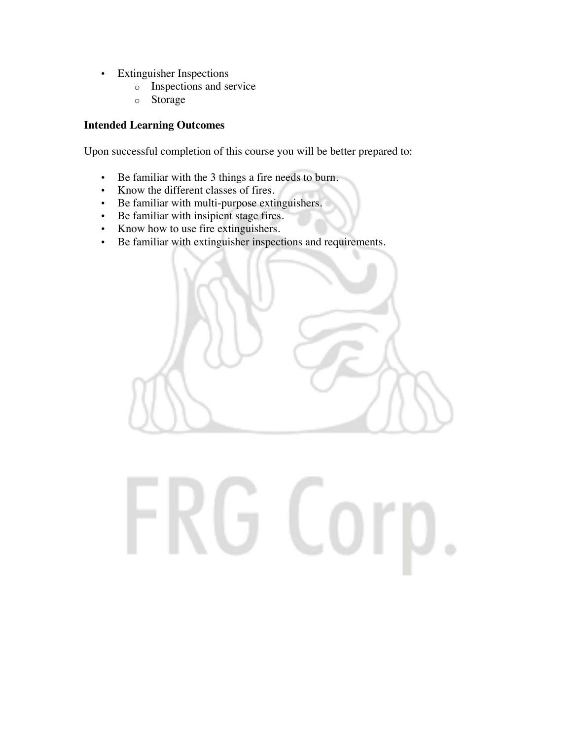- Extinguisher Inspections
    - Inspections and service
    - Storage

**Intended Learning Outcomes**

Upon successful completion of this course you will be better prepared to:

- Be familiar with the 3 things a fire needs to burn.
- Know the different classes of fires.
- Be familiar with multi-purpose extinguishers.
- Be familiar with insipient stage fires.
- Know how to use fire extinguishers.
- Be familiar with extinguisher inspections and requirements.